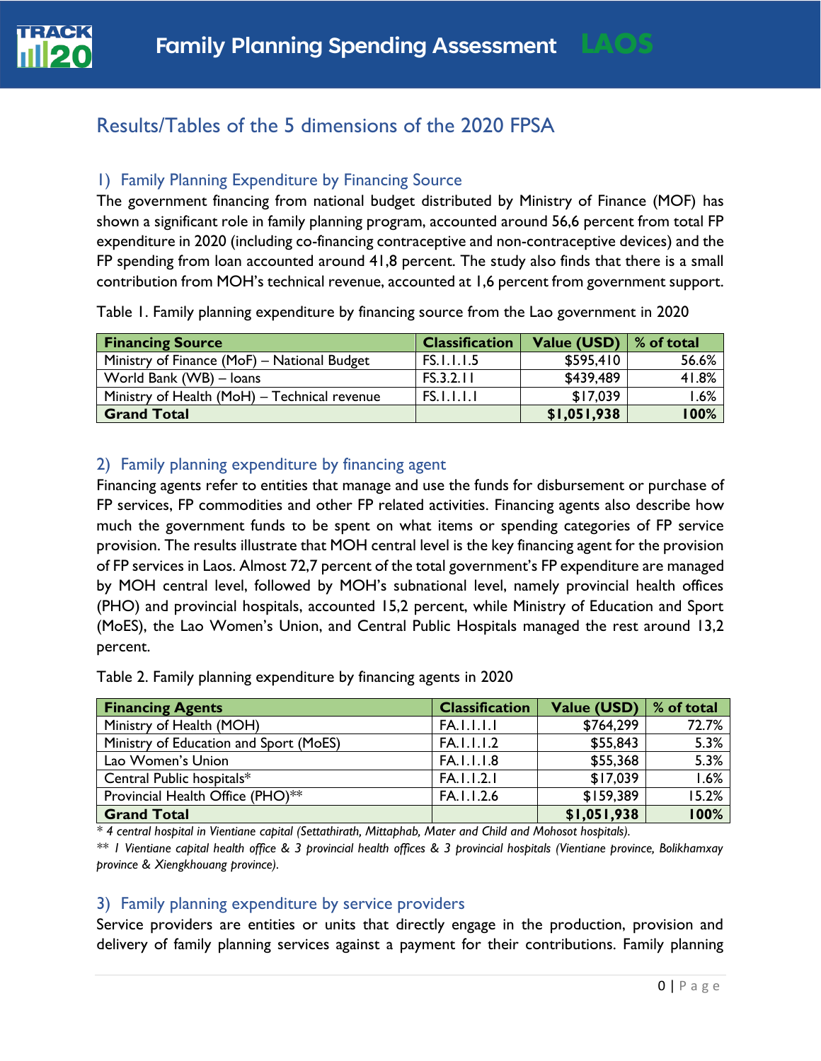## Results/Tables of the 5 dimensions of the 2020 FPSA

### 1) Family Planning Expenditure by Financing Source

The government financing from national budget distributed by Ministry of Finance (MOF) has shown a significant role in family planning program, accounted around 56,6 percent from total FP expenditure in 2020 (including co-financing contraceptive and non-contraceptive devices) and the FP spending from loan accounted around 41,8 percent. The study also finds that there is a small contribution from MOH's technical revenue, accounted at 1,6 percent from government support.

Table 1. Family planning expenditure by financing source from the Lao government in 2020

| Financing Source | Classification | Value (USD) | % of total |
|---|---|---|---|
| Ministry of Finance (MoF) – National Budget | FS.1.1.1.5 | $595,410 | 56.6% |
| World Bank (WB) – loans | FS.3.2.11 | $439,489 | 41.8% |
| Ministry of Health (MoH) – Technical revenue | FS.1.1.1.1 | $17,039 | 1.6% |
| **Grand Total** | | **$1,051,938** | **100%** |

### 2) Family planning expenditure by financing agent

Financing agents refer to entities that manage and use the funds for disbursement or purchase of FP services, FP commodities and other FP related activities. Financing agents also describe how much the government funds to be spent on what items or spending categories of FP service provision. The results illustrate that MOH central level is the key financing agent for the provision of FP services in Laos. Almost 72,7 percent of the total government's FP expenditure are managed by MOH central level, followed by MOH's subnational level, namely provincial health offices (PHO) and provincial hospitals, accounted 15,2 percent, while Ministry of Education and Sport (MoES), the Lao Women's Union, and Central Public Hospitals managed the rest around 13,2 percent.

Table 2. Family planning expenditure by financing agents in 2020

| Financing Agents | Classification | Value (USD) | % of total |
|---|---|---|---|
| Ministry of Health (MOH) | FA.1.1.1.1 | $764,299 | 72.7% |
| Ministry of Education and Sport (MoES) | FA.1.1.1.2 | $55,843 | 5.3% |
| Lao Women's Union | FA.1.1.1.8 | $55,368 | 5.3% |
| Central Public hospitals* | FA.1.1.2.1 | $17,039 | 1.6% |
| Provincial Health Office (PHO)** | FA.1.1.2.6 | $159,389 | 15.2% |
| **Grand Total** | | **$1,051,938** | **100%** |

*\* 4 central hospital in Vientiane capital (Settathirath, Mittaphab, Mater and Child and Mohosot hospitals).*

*\*\* 1 Vientiane capital health office & 3 provincial health offices & 3 provincial hospitals (Vientiane province, Bolikhamxay province & Xiengkhouang province).*

### 3) Family planning expenditure by service providers

Service providers are entities or units that directly engage in the production, provision and delivery of family planning services against a payment for their contributions. Family planning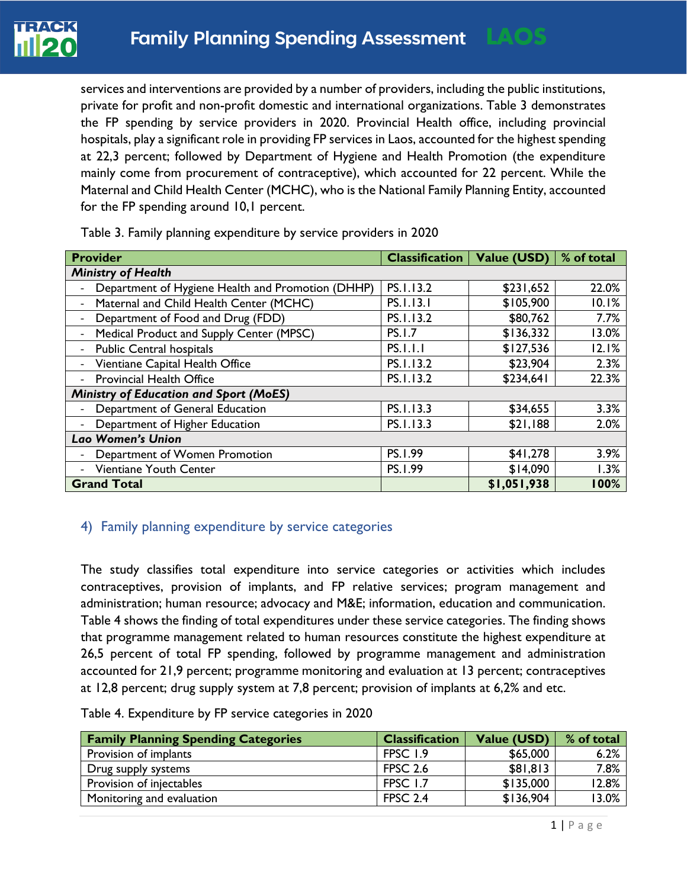services and interventions are provided by a number of providers, including the public institutions, private for profit and non-profit domestic and international organizations. Table 3 demonstrates the FP spending by service providers in 2020. Provincial Health office, including provincial hospitals, play a significant role in providing FP services in Laos, accounted for the highest spending at 22,3 percent; followed by Department of Hygiene and Health Promotion (the expenditure mainly come from procurement of contraceptive), which accounted for 22 percent. While the Maternal and Child Health Center (MCHC), who is the National Family Planning Entity, accounted for the FP spending around 10,1 percent.

Table 3. Family planning expenditure by service providers in 2020

| Provider | Classification | Value (USD) | % of total |
|---|---|---|---|
| *Ministry of Health* | | | |
| - Department of Hygiene Health and Promotion (DHHP) | PS.1.13.2 | $231,652 | 22.0% |
| - Maternal and Child Health Center (MCHC) | PS.1.13.1 | $105,900 | 10.1% |
| - Department of Food and Drug (FDD) | PS.1.13.2 | $80,762 | 7.7% |
| - Medical Product and Supply Center (MPSC) | PS.1.7 | $136,332 | 13.0% |
| - Public Central hospitals | PS.1.1.1 | $127,536 | 12.1% |
| - Vientiane Capital Health Office | PS.1.13.2 | $23,904 | 2.3% |
| - Provincial Health Office | PS.1.13.2 | $234,641 | 22.3% |
| *Ministry of Education and Sport (MoES)* | | | |
| - Department of General Education | PS.1.13.3 | $34,655 | 3.3% |
| - Department of Higher Education | PS.1.13.3 | $21,188 | 2.0% |
| *Lao Women's Union* | | | |
| - Department of Women Promotion | PS.1.99 | $41,278 | 3.9% |
| - Vientiane Youth Center | PS.1.99 | $14,090 | 1.3% |
| **Grand Total** | | **$1,051,938** | **100%** |

## 4) Family planning expenditure by service categories

The study classifies total expenditure into service categories or activities which includes contraceptives, provision of implants, and FP relative services; program management and administration; human resource; advocacy and M&E; information, education and communication. Table 4 shows the finding of total expenditures under these service categories. The finding shows that programme management related to human resources constitute the highest expenditure at 26,5 percent of total FP spending, followed by programme management and administration accounted for 21,9 percent; programme monitoring and evaluation at 13 percent; contraceptives at 12,8 percent; drug supply system at 7,8 percent; provision of implants at 6,2% and etc.

Table 4. Expenditure by FP service categories in 2020

| Family Planning Spending Categories | Classification | Value (USD) | % of total |
|---|---|---|---|
| Provision of implants | FPSC 1.9 | $65,000 | 6.2% |
| Drug supply systems | FPSC 2.6 | $81,813 | 7.8% |
| Provision of injectables | FPSC 1.7 | $135,000 | 12.8% |
| Monitoring and evaluation | FPSC 2.4 | $136,904 | 13.0% |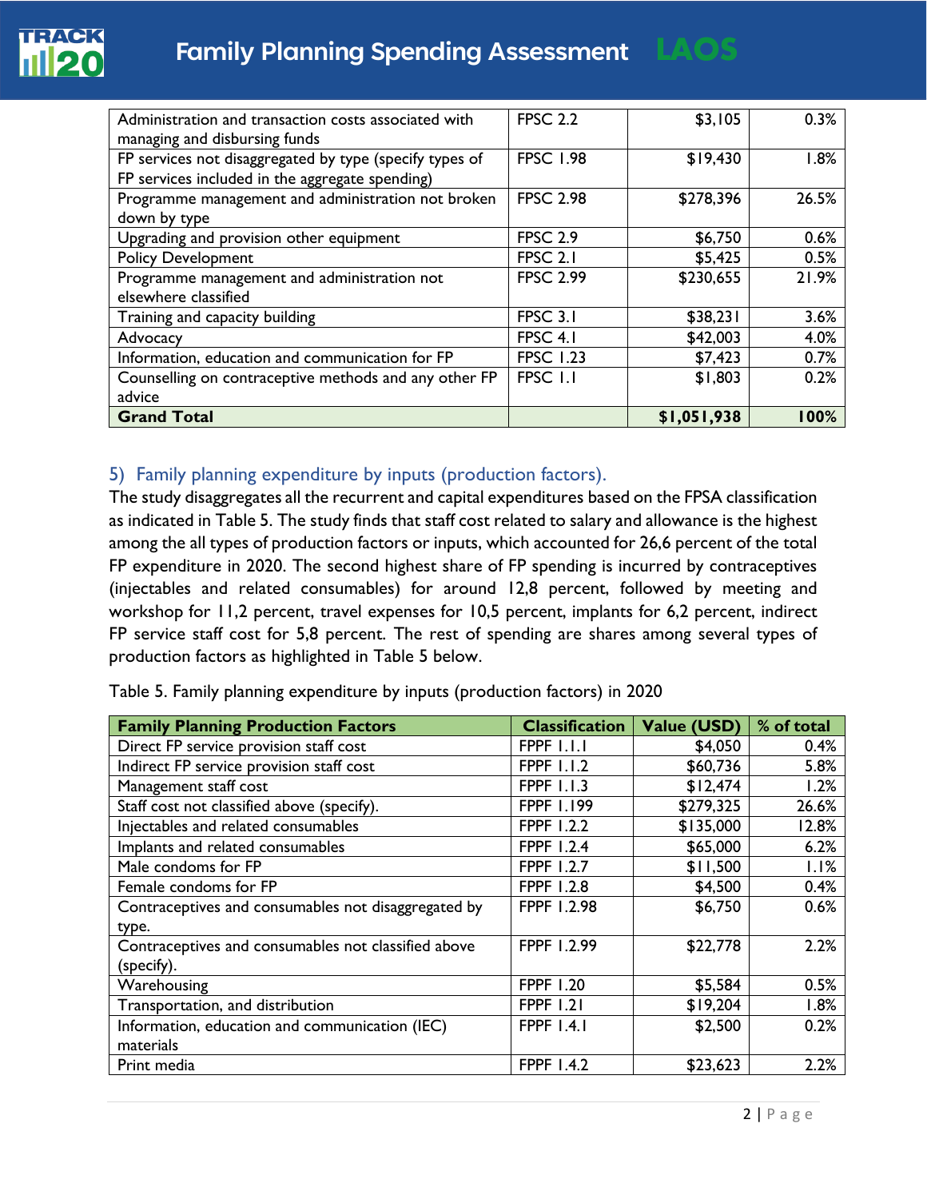| | | | |
|---|---|---|---|
| Administration and transaction costs associated with managing and disbursing funds | FPSC 2.2 | $3,105 | 0.3% |
| FP services not disaggregated by type (specify types of FP services included in the aggregate spending) | FPSC 1.98 | $19,430 | 1.8% |
| Programme management and administration not broken down by type | FPSC 2.98 | $278,396 | 26.5% |
| Upgrading and provision other equipment | FPSC 2.9 | $6,750 | 0.6% |
| Policy Development | FPSC 2.1 | $5,425 | 0.5% |
| Programme management and administration not elsewhere classified | FPSC 2.99 | $230,655 | 21.9% |
| Training and capacity building | FPSC 3.1 | $38,231 | 3.6% |
| Advocacy | FPSC 4.1 | $42,003 | 4.0% |
| Information, education and communication for FP | FPSC 1.23 | $7,423 | 0.7% |
| Counselling on contraceptive methods and any other FP advice | FPSC 1.1 | $1,803 | 0.2% |
| **Grand Total** | | **$1,051,938** | **100%** |

### 5) Family planning expenditure by inputs (production factors).

The study disaggregates all the recurrent and capital expenditures based on the FPSA classification as indicated in Table 5. The study finds that staff cost related to salary and allowance is the highest among the all types of production factors or inputs, which accounted for 26,6 percent of the total FP expenditure in 2020. The second highest share of FP spending is incurred by contraceptives (injectables and related consumables) for around 12,8 percent, followed by meeting and workshop for 11,2 percent, travel expenses for 10,5 percent, implants for 6,2 percent, indirect FP service staff cost for 5,8 percent. The rest of spending are shares among several types of production factors as highlighted in Table 5 below.

Table 5. Family planning expenditure by inputs (production factors) in 2020

| Family Planning Production Factors | Classification | Value (USD) | % of total |
|---|---|---|---|
| Direct FP service provision staff cost | FPPF 1.1.1 | $4,050 | 0.4% |
| Indirect FP service provision staff cost | FPPF 1.1.2 | $60,736 | 5.8% |
| Management staff cost | FPPF 1.1.3 | $12,474 | 1.2% |
| Staff cost not classified above (specify). | FPPF 1.199 | $279,325 | 26.6% |
| Injectables and related consumables | FPPF 1.2.2 | $135,000 | 12.8% |
| Implants and related consumables | FPPF 1.2.4 | $65,000 | 6.2% |
| Male condoms for FP | FPPF 1.2.7 | $11,500 | 1.1% |
| Female condoms for FP | FPPF 1.2.8 | $4,500 | 0.4% |
| Contraceptives and consumables not disaggregated by type. | FPPF 1.2.98 | $6,750 | 0.6% |
| Contraceptives and consumables not classified above (specify). | FPPF 1.2.99 | $22,778 | 2.2% |
| Warehousing | FPPF 1.20 | $5,584 | 0.5% |
| Transportation, and distribution | FPPF 1.21 | $19,204 | 1.8% |
| Information, education and communication (IEC) materials | FPPF 1.4.1 | $2,500 | 0.2% |
| Print media | FPPF 1.4.2 | $23,623 | 2.2% |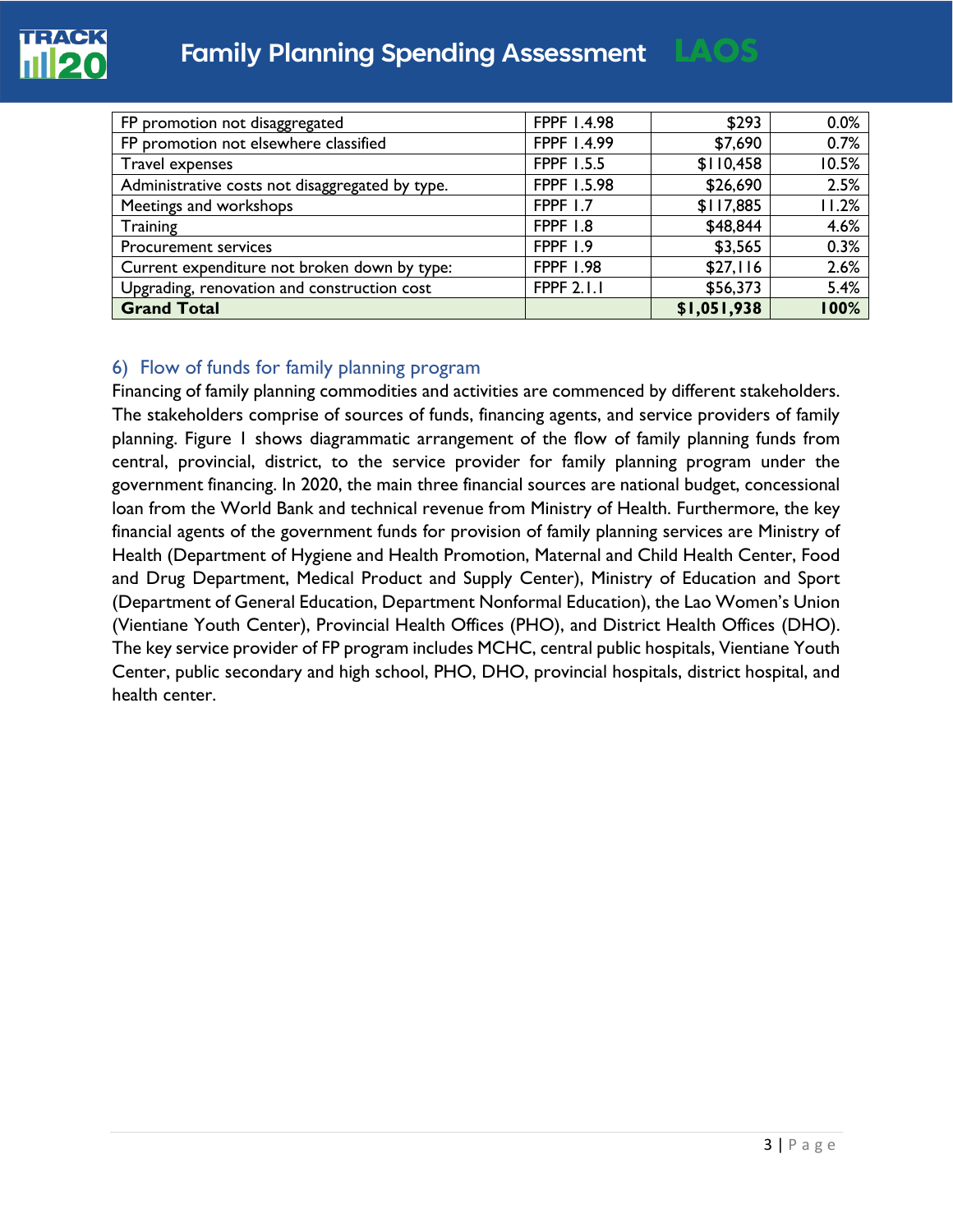| FP promotion not disaggregated | FPPF 1.4.98 | $293 | 0.0% |
|---|---|---|---|
| FP promotion not elsewhere classified | FPPF 1.4.99 | $7,690 | 0.7% |
| Travel expenses | FPPF 1.5.5 | $110,458 | 10.5% |
| Administrative costs not disaggregated by type. | FPPF 1.5.98 | $26,690 | 2.5% |
| Meetings and workshops | FPPF 1.7 | $117,885 | 11.2% |
| Training | FPPF 1.8 | $48,844 | 4.6% |
| Procurement services | FPPF 1.9 | $3,565 | 0.3% |
| Current expenditure not broken down by type: | FPPF 1.98 | $27,116 | 2.6% |
| Upgrading, renovation and construction cost | FPPF 2.1.1 | $56,373 | 5.4% |
| **Grand Total** | | **$1,051,938** | **100%** |

## 6) Flow of funds for family planning program

Financing of family planning commodities and activities are commenced by different stakeholders. The stakeholders comprise of sources of funds, financing agents, and service providers of family planning. Figure 1 shows diagrammatic arrangement of the flow of family planning funds from central, provincial, district, to the service provider for family planning program under the government financing. In 2020, the main three financial sources are national budget, concessional loan from the World Bank and technical revenue from Ministry of Health. Furthermore, the key financial agents of the government funds for provision of family planning services are Ministry of Health (Department of Hygiene and Health Promotion, Maternal and Child Health Center, Food and Drug Department, Medical Product and Supply Center), Ministry of Education and Sport (Department of General Education, Department Nonformal Education), the Lao Women's Union (Vientiane Youth Center), Provincial Health Offices (PHO), and District Health Offices (DHO). The key service provider of FP program includes MCHC, central public hospitals, Vientiane Youth Center, public secondary and high school, PHO, DHO, provincial hospitals, district hospital, and health center.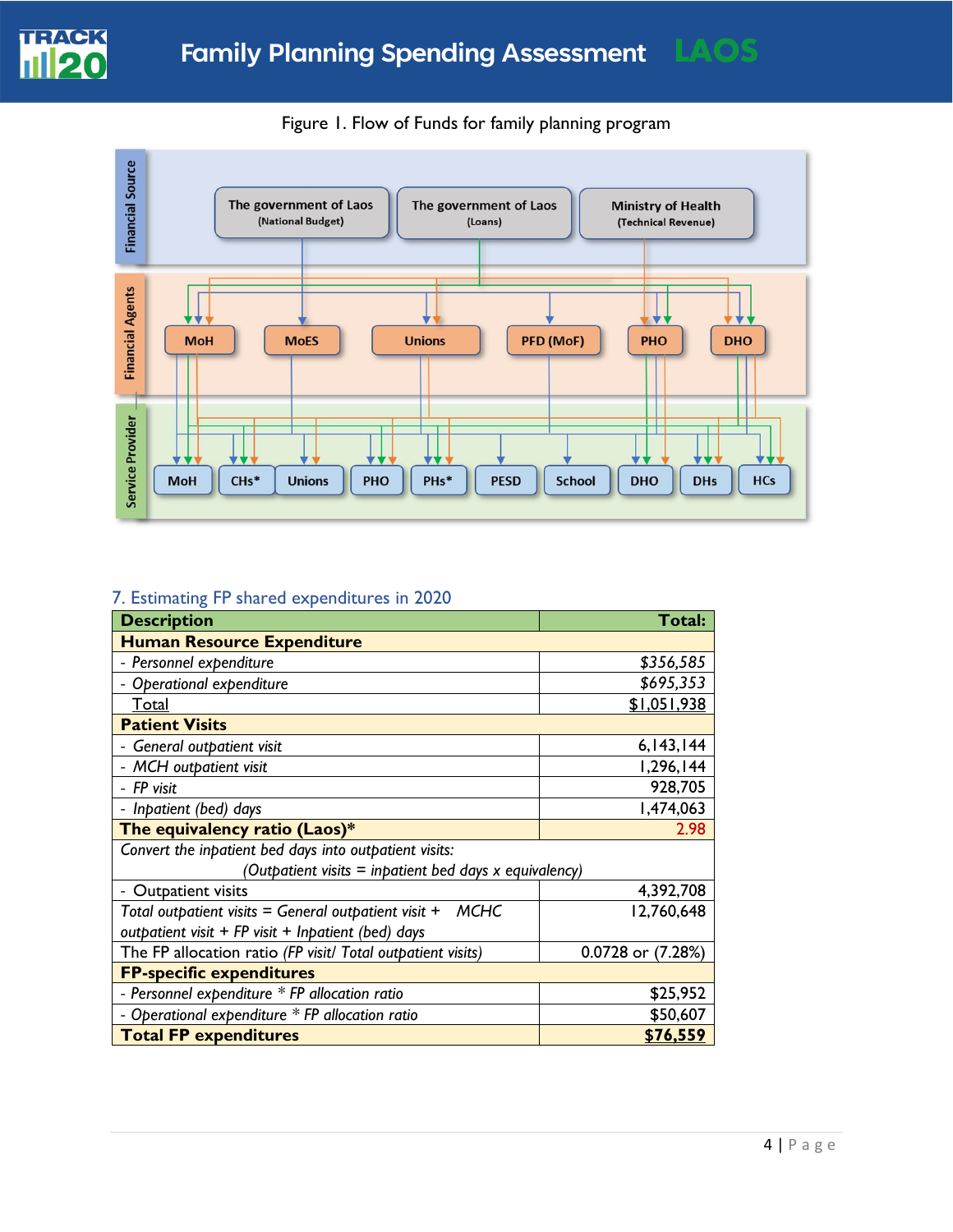Figure 1. Flow of Funds for family planning program

Financial Source

The government of Laos (National Budget)

The government of Laos (Loans)

Ministry of Health (Technical Revenue)

Financial Agents

MoH

MoES

Unions

PFD (MoF)

PHO

DHO

Service Provider

MoH

CHs*

Unions

PHO

PHs*

PESD

School

DHO

DHs

HCs

## 7. Estimating FP shared expenditures in 2020

| Description | Total: |
|---|---|
| **Human Resource Expenditure** | |
| - *Personnel expenditure* | *$356,585* |
| - *Operational expenditure* | *$695,353* |
| Total | $1,051,938 |
| **Patient Visits** | |
| - *General outpatient visit* | 6,143,144 |
| - *MCH outpatient visit* | 1,296,144 |
| - *FP visit* | 928,705 |
| - *Inpatient (bed) days* | 1,474,063 |
| **The equivalency ratio (Laos)*** | 2.98 |
| *Convert the inpatient bed days into outpatient visits: (Outpatient visits = inpatient bed days x equivalency)* | |
| - Outpatient visits | 4,392,708 |
| *Total outpatient visits = General outpatient visit + MCHC outpatient visit + FP visit + Inpatient (bed) days* | 12,760,648 |
| The FP allocation ratio *(FP visit/ Total outpatient visits)* | 0.0728 or (7.28%) |
| **FP-specific expenditures** | |
| - *Personnel expenditure * FP allocation ratio* | $25,952 |
| - *Operational expenditure * FP allocation ratio* | $50,607 |
| **Total FP expenditures** | **$76,559** |